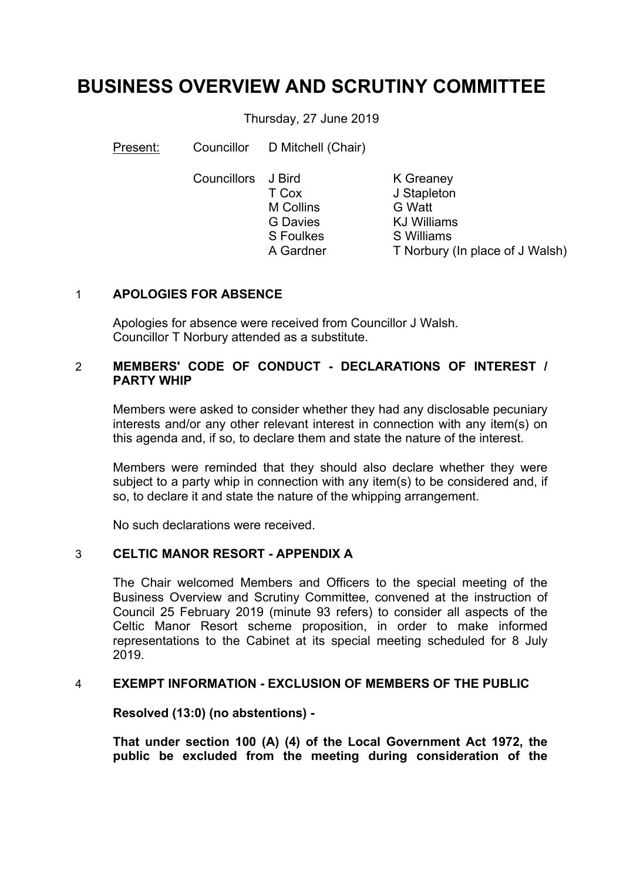# BUSINESS OVERVIEW AND SCRUTINY COMMITTEE

Thursday, 27 June 2019

Present: Councillor D Mitchell (Chair)

Councillors J Bird, T Cox, M Collins, G Davies, S Foulkes, A Gardner, K Greaney, J Stapleton, G Watt, KJ Williams, S Williams, T Norbury (In place of J Walsh)

## 1 APOLOGIES FOR ABSENCE

Apologies for absence were received from Councillor J Walsh. Councillor T Norbury attended as a substitute.

## 2 MEMBERS' CODE OF CONDUCT - DECLARATIONS OF INTEREST / PARTY WHIP

Members were asked to consider whether they had any disclosable pecuniary interests and/or any other relevant interest in connection with any item(s) on this agenda and, if so, to declare them and state the nature of the interest.

Members were reminded that they should also declare whether they were subject to a party whip in connection with any item(s) to be considered and, if so, to declare it and state the nature of the whipping arrangement.

No such declarations were received.

## 3 CELTIC MANOR RESORT - APPENDIX A

The Chair welcomed Members and Officers to the special meeting of the Business Overview and Scrutiny Committee, convened at the instruction of Council 25 February 2019 (minute 93 refers) to consider all aspects of the Celtic Manor Resort scheme proposition, in order to make informed representations to the Cabinet at its special meeting scheduled for 8 July 2019.

## 4 EXEMPT INFORMATION - EXCLUSION OF MEMBERS OF THE PUBLIC

**Resolved (13:0) (no abstentions) -**

**That under section 100 (A) (4) of the Local Government Act 1972, the public be excluded from the meeting during consideration of the**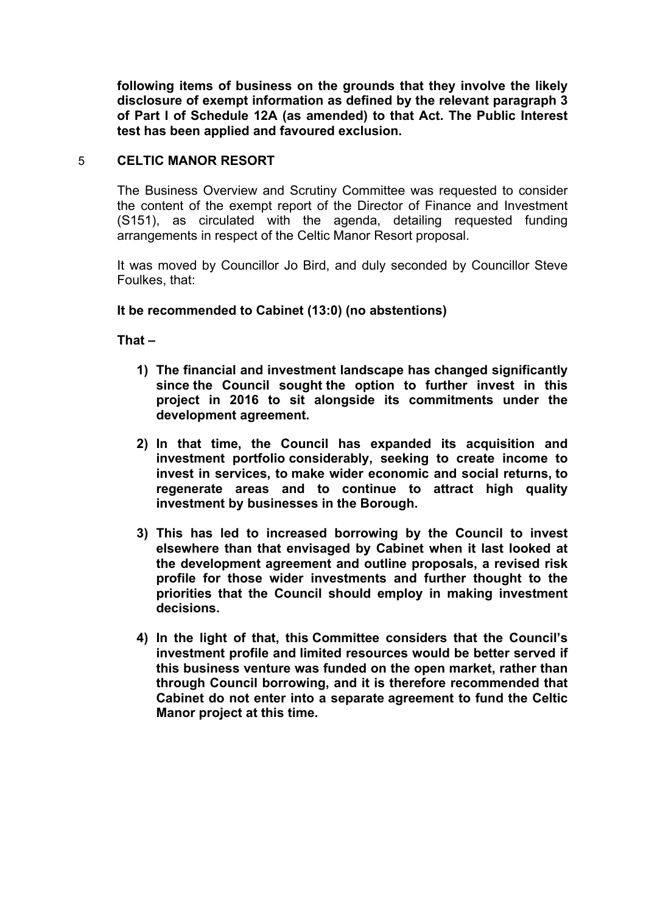**following items of business on the grounds that they involve the likely disclosure of exempt information as defined by the relevant paragraph 3 of Part I of Schedule 12A (as amended) to that Act. The Public Interest test has been applied and favoured exclusion.**

## 5 CELTIC MANOR RESORT

The Business Overview and Scrutiny Committee was requested to consider the content of the exempt report of the Director of Finance and Investment (S151), as circulated with the agenda, detailing requested funding arrangements in respect of the Celtic Manor Resort proposal.

It was moved by Councillor Jo Bird, and duly seconded by Councillor Steve Foulkes, that:

**It be recommended to Cabinet (13:0) (no abstentions)**

**That –**

1) **The financial and investment landscape has changed significantly since the Council sought the option to further invest in this project in 2016 to sit alongside its commitments under the development agreement.**

2) **In that time, the Council has expanded its acquisition and investment portfolio considerably, seeking to create income to invest in services, to make wider economic and social returns, to regenerate areas and to continue to attract high quality investment by businesses in the Borough.**

3) **This has led to increased borrowing by the Council to invest elsewhere than that envisaged by Cabinet when it last looked at the development agreement and outline proposals, a revised risk profile for those wider investments and further thought to the priorities that the Council should employ in making investment decisions.**

4) **In the light of that, this Committee considers that the Council's investment profile and limited resources would be better served if this business venture was funded on the open market, rather than through Council borrowing, and it is therefore recommended that Cabinet do not enter into a separate agreement to fund the Celtic Manor project at this time.**